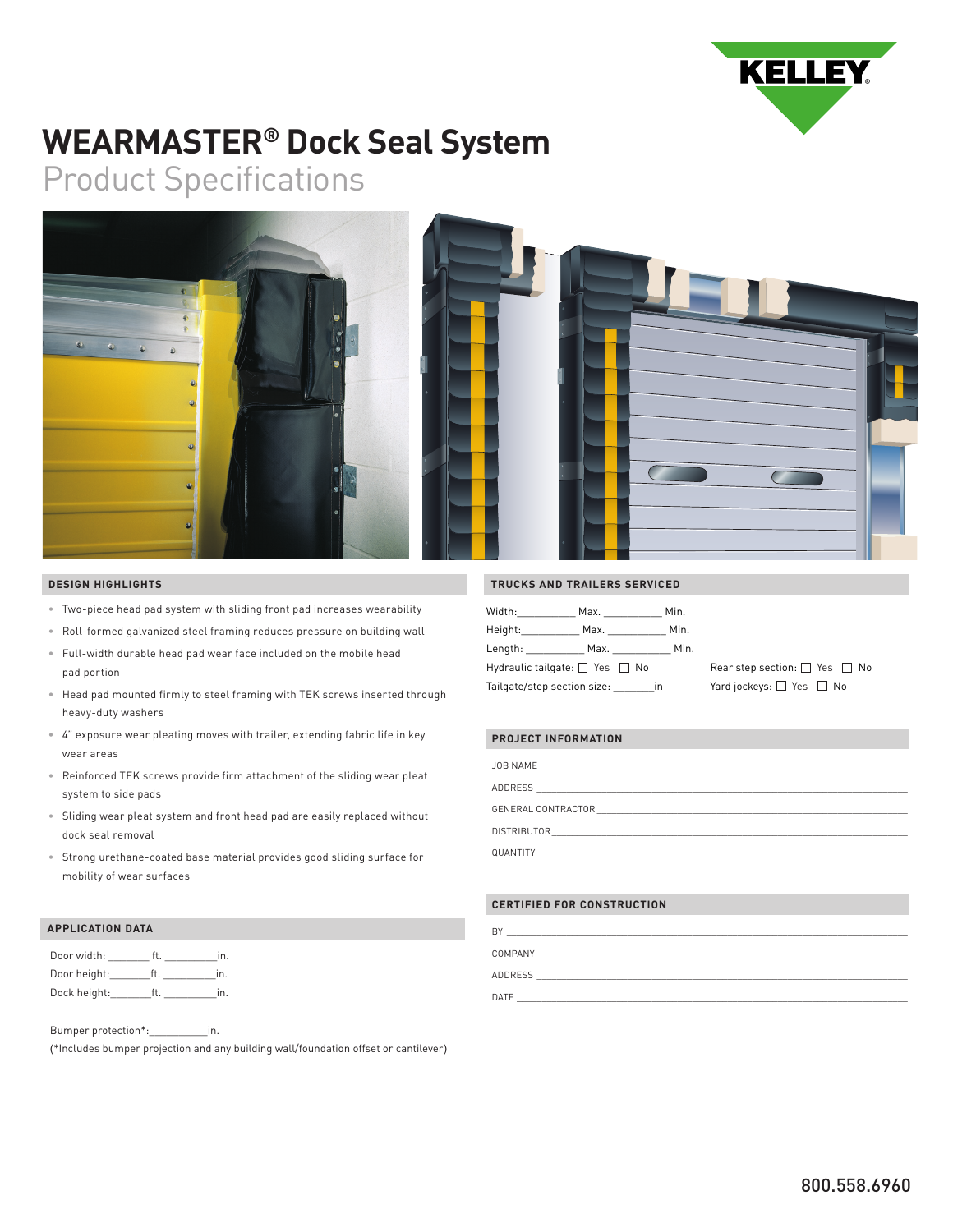# WEARMASTER® Dock Seal System

## Product Specifications

### DESIGN HIGHLIGHTS

- Two-piece head pad system with sliding front pad increases wearability
- Roll-formed galvanized steel framing reduces pressure on building wall
- Full-width durable head pad wear face included on the mobile head pad portion
- Head pad mounted firmly to steel framing with TEK screws inserted through heavy-duty washers
- 4" exposure wear pleating moves with trailer, extending fabric life in key wear areas
- Reinforced TEK screws provide firm attachment of the sliding wear pleat system to side pads
- Sliding wear pleat system and front head pad are easily replaced without dock seal removal
- Strong urethane-coated base material provides good sliding surface for mobility of wear surfaces

### APPLICATION DATA

Door width: _______ ft. _________in.
Door height:_______ft. _________in.
Dock height:_______ft. _________in.

Bumper protection*:__________in.
(*Includes bumper projection and any building wall/foundation offset or cantilever)

### TRUCKS AND TRAILERS SERVICED

Width:__________ Max. __________ Min.
Height:__________ Max. __________ Min.
Length: __________ Max. __________ Min.
Hydraulic tailgate: ☐ Yes ☐ No
Tailgate/step section size: _______in
Rear step section: ☐ Yes ☐ No
Yard jockeys: ☐ Yes ☐ No

### PROJECT INFORMATION

JOB NAME ____________________
ADDRESS ____________________
GENERAL CONTRACTOR ____________________
DISTRIBUTOR ____________________
QUANTITY ____________________

### CERTIFIED FOR CONSTRUCTION

BY ____________________
COMPANY ____________________
ADDRESS ____________________
DATE ____________________

800.558.6960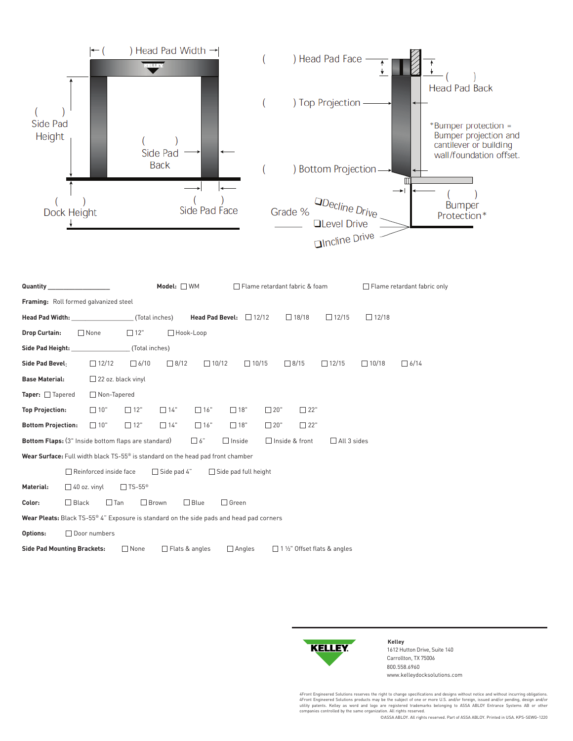( ) Head Pad Width

( ) Side Pad Height

( ) Side Pad Back

( ) Dock Height

( ) Side Pad Face

( ) Head Pad Face

( ) Head Pad Back

( ) Top Projection

*Bumper protection = Bumper projection and cantilever or building wall/foundation offset.

( ) Bottom Projection

Grade % ______

❑Decline Drive

❑Level Drive

❑Incline Drive

( ) Bumper Protection*

**Quantity** ________________ **Model:** ☐ WM ☐ Flame retardant fabric & foam ☐ Flame retardant fabric only

**Framing:** Roll formed galvanized steel

**Head Pad Width:** ________________ (Total inches) **Head Pad Bevel:** ☐ 12/12 ☐ 18/18 ☐ 12/15 ☐ 12/18

**Drop Curtain:** ☐ None ☐ 12" ☐ Hook-Loop

**Side Pad Height:** ________________ (Total inches)

**Side Pad Bevel:** ☐ 12/12 ☐ 6/10 ☐ 8/12 ☐ 10/12 ☐ 10/15 ☐ 8/15 ☐ 12/15 ☐ 10/18 ☐ 6/14

**Base Material:** ☐ 22 oz. black vinyl

**Taper:** ☐ Tapered ☐ Non-Tapered

**Top Projection:** ☐ 10" ☐ 12" ☐ 14" ☐ 16" ☐ 18" ☐ 20" ☐ 22"

**Bottom Projection:** ☐ 10" ☐ 12" ☐ 14" ☐ 16" ☐ 18" ☐ 20" ☐ 22"

**Bottom Flaps:** (3" Inside bottom flaps are standard) ☐ 6" ☐ Inside ☐ Inside & front ☐ All 3 sides

**Wear Surface:** Full width black TS-55® is standard on the head pad front chamber

☐ Reinforced inside face ☐ Side pad 4" ☐ Side pad full height

**Material:** ☐ 40 oz. vinyl ☐ TS-55®

**Color:** ☐ Black ☐ Tan ☐ Brown ☐ Blue ☐ Green

**Wear Pleats:** Black TS-55® 4" Exposure is standard on the side pads and head pad corners

**Options:** ☐ Door numbers

**Side Pad Mounting Brackets:** ☐ None ☐ Flats & angles ☐ Angles ☐ 1 ½" Offset flats & angles

KELLEY

**Kelley**
1612 Hutton Drive, Suite 140
Carrollton, TX 75006
800.558.6960
www.kelleydocksolutions.com

4Front Engineered Solutions reserves the right to change specifications and designs without notice and without incurring obligations. 4Front Engineered Solutions products may be the subject of one or more U.S. and/or foreign, issued and/or pending, design and/or utility patents. Kelley as word and logo are registered trademarks belonging to ASSA ABLOY Entrance Systems AB or other companies controlled by the same organization. All rights reserved.

©ASSA ABLOY. All rights reserved. Part of ASSA ABLOY. Printed in USA. KPS-SEWG-1220